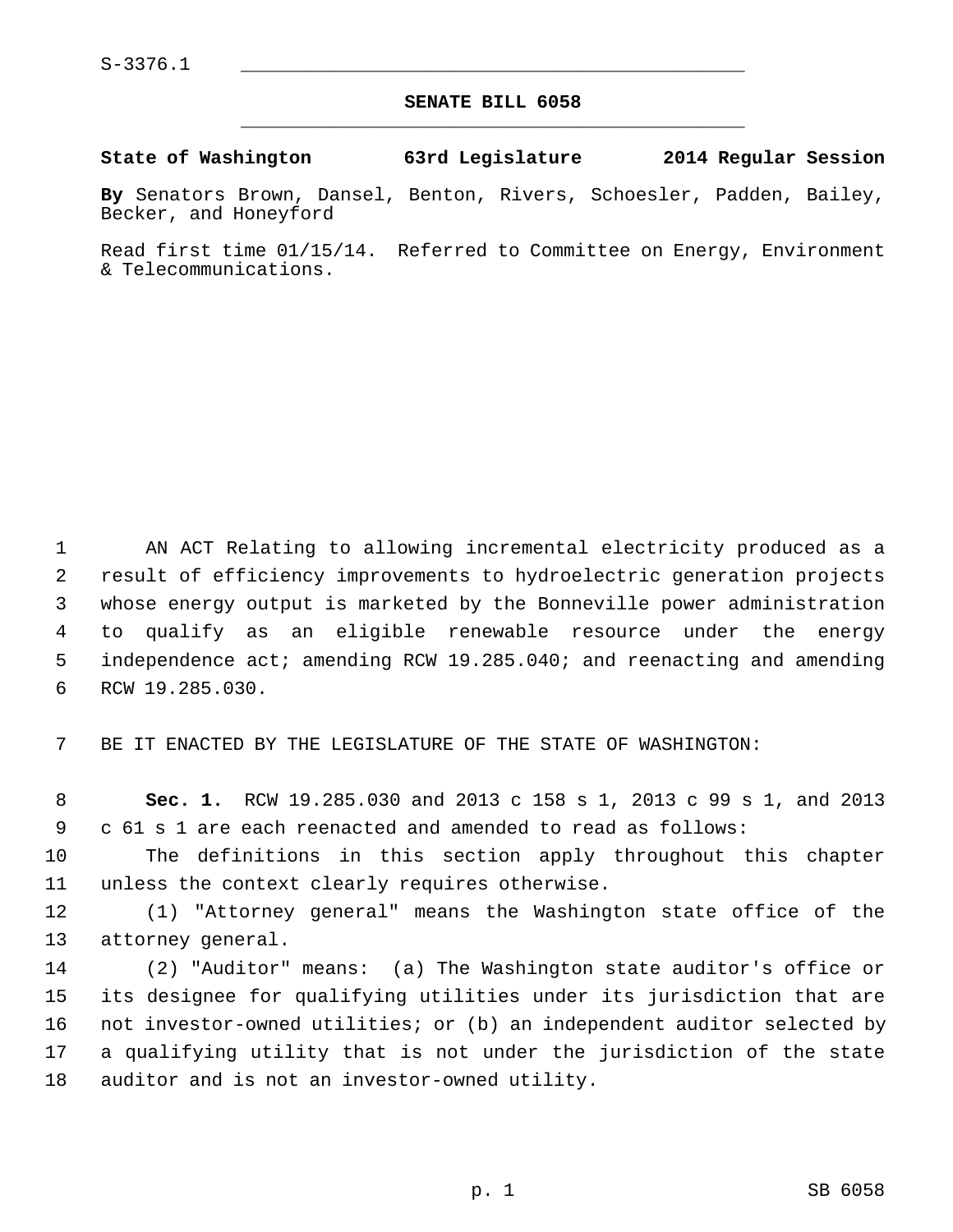S-3376.1

# SENATE BILL 6058

**State of Washington 63rd Legislature 2014 Regular Session**

**By** Senators Brown, Dansel, Benton, Rivers, Schoesler, Padden, Bailey, Becker, and Honeyford

Read first time 01/15/14. Referred to Committee on Energy, Environment & Telecommunications.

AN ACT Relating to allowing incremental electricity produced as a result of efficiency improvements to hydroelectric generation projects whose energy output is marketed by the Bonneville power administration to qualify as an eligible renewable resource under the energy independence act; amending RCW 19.285.040; and reenacting and amending RCW 19.285.030.

BE IT ENACTED BY THE LEGISLATURE OF THE STATE OF WASHINGTON:

**Sec. 1.** RCW 19.285.030 and 2013 c 158 s 1, 2013 c 99 s 1, and 2013 c 61 s 1 are each reenacted and amended to read as follows:

The definitions in this section apply throughout this chapter unless the context clearly requires otherwise.

(1) "Attorney general" means the Washington state office of the attorney general.

(2) "Auditor" means: (a) The Washington state auditor's office or its designee for qualifying utilities under its jurisdiction that are not investor-owned utilities; or (b) an independent auditor selected by a qualifying utility that is not under the jurisdiction of the state auditor and is not an investor-owned utility.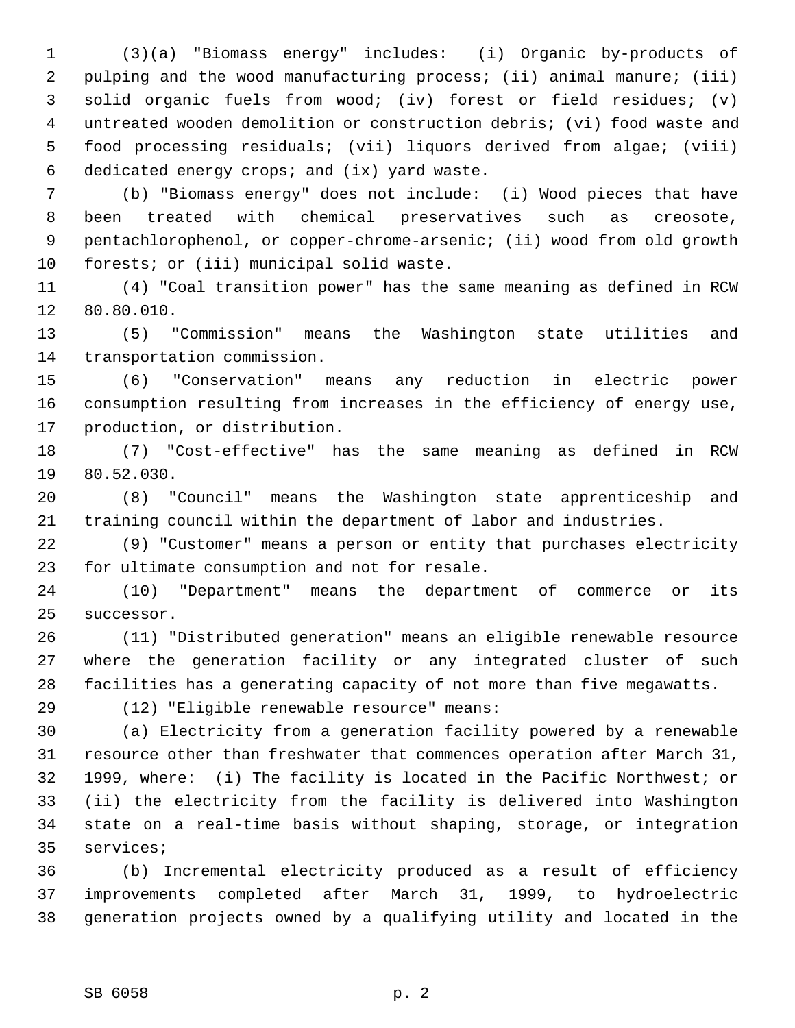(3)(a) "Biomass energy" includes: (i) Organic by-products of pulping and the wood manufacturing process; (ii) animal manure; (iii) solid organic fuels from wood; (iv) forest or field residues; (v) untreated wooden demolition or construction debris; (vi) food waste and food processing residuals; (vii) liquors derived from algae; (viii) dedicated energy crops; and (ix) yard waste.

(b) "Biomass energy" does not include: (i) Wood pieces that have been treated with chemical preservatives such as creosote, pentachlorophenol, or copper-chrome-arsenic; (ii) wood from old growth forests; or (iii) municipal solid waste.

(4) "Coal transition power" has the same meaning as defined in RCW 80.80.010.

(5) "Commission" means the Washington state utilities and transportation commission.

(6) "Conservation" means any reduction in electric power consumption resulting from increases in the efficiency of energy use, production, or distribution.

(7) "Cost-effective" has the same meaning as defined in RCW 80.52.030.

(8) "Council" means the Washington state apprenticeship and training council within the department of labor and industries.

(9) "Customer" means a person or entity that purchases electricity for ultimate consumption and not for resale.

(10) "Department" means the department of commerce or its successor.

(11) "Distributed generation" means an eligible renewable resource where the generation facility or any integrated cluster of such facilities has a generating capacity of not more than five megawatts.

(12) "Eligible renewable resource" means:

(a) Electricity from a generation facility powered by a renewable resource other than freshwater that commences operation after March 31, 1999, where: (i) The facility is located in the Pacific Northwest; or (ii) the electricity from the facility is delivered into Washington state on a real-time basis without shaping, storage, or integration services;

(b) Incremental electricity produced as a result of efficiency improvements completed after March 31, 1999, to hydroelectric generation projects owned by a qualifying utility and located in the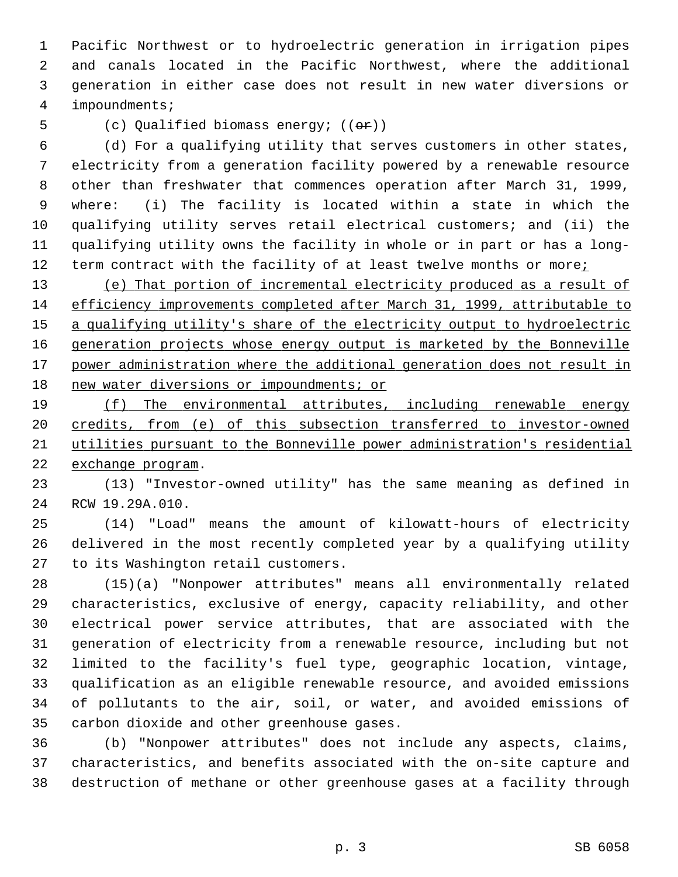Pacific Northwest or to hydroelectric generation in irrigation pipes and canals located in the Pacific Northwest, where the additional generation in either case does not result in new water diversions or impoundments;

(c) Qualified biomass energy; ((~~or~~))

(d) For a qualifying utility that serves customers in other states, electricity from a generation facility powered by a renewable resource other than freshwater that commences operation after March 31, 1999, where: (i) The facility is located within a state in which the qualifying utility serves retail electrical customers; and (ii) the qualifying utility owns the facility in whole or in part or has a long-term contract with the facility of at least twelve months or more<u>;</u>

<u>(e) That portion of incremental electricity produced as a result of efficiency improvements completed after March 31, 1999, attributable to a qualifying utility's share of the electricity output to hydroelectric generation projects whose energy output is marketed by the Bonneville power administration where the additional generation does not result in new water diversions or impoundments; or</u>

<u>(f) The environmental attributes, including renewable energy credits, from (e) of this subsection transferred to investor-owned utilities pursuant to the Bonneville power administration's residential exchange program</u>.

(13) "Investor-owned utility" has the same meaning as defined in RCW 19.29A.010.

(14) "Load" means the amount of kilowatt-hours of electricity delivered in the most recently completed year by a qualifying utility to its Washington retail customers.

(15)(a) "Nonpower attributes" means all environmentally related characteristics, exclusive of energy, capacity reliability, and other electrical power service attributes, that are associated with the generation of electricity from a renewable resource, including but not limited to the facility's fuel type, geographic location, vintage, qualification as an eligible renewable resource, and avoided emissions of pollutants to the air, soil, or water, and avoided emissions of carbon dioxide and other greenhouse gases.

(b) "Nonpower attributes" does not include any aspects, claims, characteristics, and benefits associated with the on-site capture and destruction of methane or other greenhouse gases at a facility through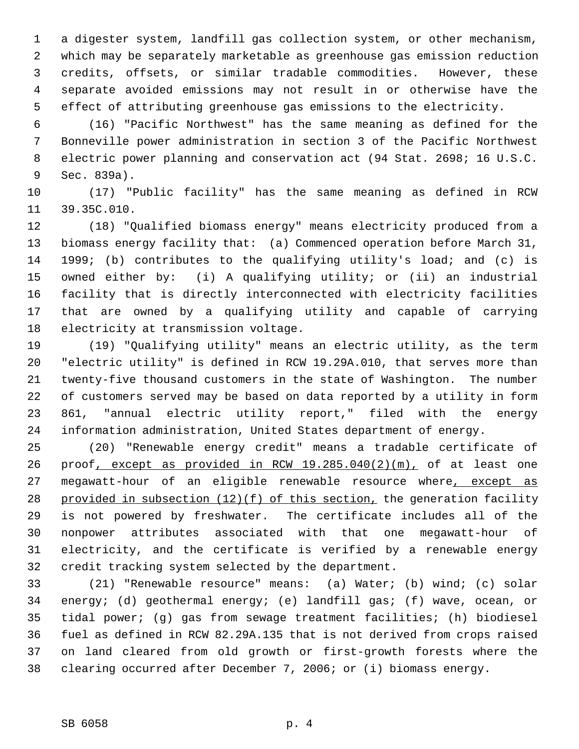a digester system, landfill gas collection system, or other mechanism, which may be separately marketable as greenhouse gas emission reduction credits, offsets, or similar tradable commodities. However, these separate avoided emissions may not result in or otherwise have the effect of attributing greenhouse gas emissions to the electricity.

(16) "Pacific Northwest" has the same meaning as defined for the Bonneville power administration in section 3 of the Pacific Northwest electric power planning and conservation act (94 Stat. 2698; 16 U.S.C. Sec. 839a).

(17) "Public facility" has the same meaning as defined in RCW 39.35C.010.

(18) "Qualified biomass energy" means electricity produced from a biomass energy facility that: (a) Commenced operation before March 31, 1999; (b) contributes to the qualifying utility's load; and (c) is owned either by: (i) A qualifying utility; or (ii) an industrial facility that is directly interconnected with electricity facilities that are owned by a qualifying utility and capable of carrying electricity at transmission voltage.

(19) "Qualifying utility" means an electric utility, as the term "electric utility" is defined in RCW 19.29A.010, that serves more than twenty-five thousand customers in the state of Washington. The number of customers served may be based on data reported by a utility in form 861, "annual electric utility report," filed with the energy information administration, United States department of energy.

(20) "Renewable energy credit" means a tradable certificate of proof<u>, except as provided in RCW 19.285.040(2)(m),</u> of at least one megawatt-hour of an eligible renewable resource where<u>, except as provided in subsection (12)(f) of this section,</u> the generation facility is not powered by freshwater. The certificate includes all of the nonpower attributes associated with that one megawatt-hour of electricity, and the certificate is verified by a renewable energy credit tracking system selected by the department.

(21) "Renewable resource" means: (a) Water; (b) wind; (c) solar energy; (d) geothermal energy; (e) landfill gas; (f) wave, ocean, or tidal power; (g) gas from sewage treatment facilities; (h) biodiesel fuel as defined in RCW 82.29A.135 that is not derived from crops raised on land cleared from old growth or first-growth forests where the clearing occurred after December 7, 2006; or (i) biomass energy.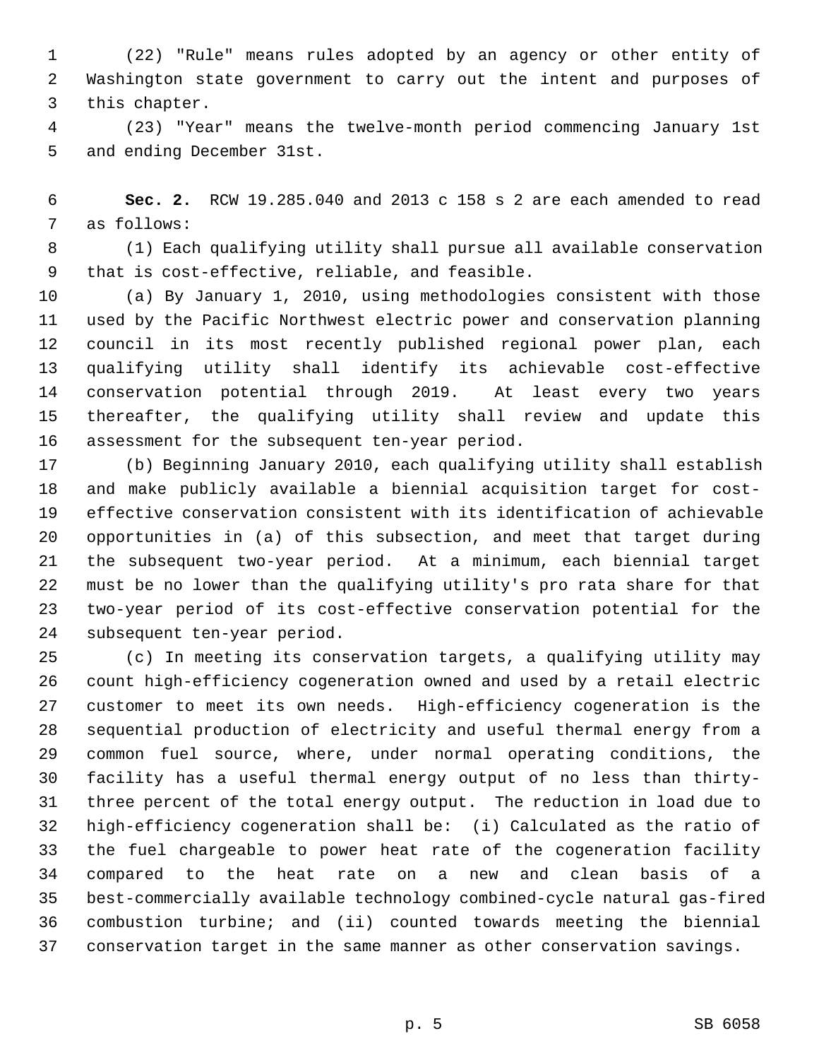(22) "Rule" means rules adopted by an agency or other entity of Washington state government to carry out the intent and purposes of this chapter.

(23) "Year" means the twelve-month period commencing January 1st and ending December 31st.

**Sec. 2.** RCW 19.285.040 and 2013 c 158 s 2 are each amended to read as follows:

(1) Each qualifying utility shall pursue all available conservation that is cost-effective, reliable, and feasible.

(a) By January 1, 2010, using methodologies consistent with those used by the Pacific Northwest electric power and conservation planning council in its most recently published regional power plan, each qualifying utility shall identify its achievable cost-effective conservation potential through 2019. At least every two years thereafter, the qualifying utility shall review and update this assessment for the subsequent ten-year period.

(b) Beginning January 2010, each qualifying utility shall establish and make publicly available a biennial acquisition target for cost-effective conservation consistent with its identification of achievable opportunities in (a) of this subsection, and meet that target during the subsequent two-year period. At a minimum, each biennial target must be no lower than the qualifying utility's pro rata share for that two-year period of its cost-effective conservation potential for the subsequent ten-year period.

(c) In meeting its conservation targets, a qualifying utility may count high-efficiency cogeneration owned and used by a retail electric customer to meet its own needs. High-efficiency cogeneration is the sequential production of electricity and useful thermal energy from a common fuel source, where, under normal operating conditions, the facility has a useful thermal energy output of no less than thirty-three percent of the total energy output. The reduction in load due to high-efficiency cogeneration shall be: (i) Calculated as the ratio of the fuel chargeable to power heat rate of the cogeneration facility compared to the heat rate on a new and clean basis of a best-commercially available technology combined-cycle natural gas-fired combustion turbine; and (ii) counted towards meeting the biennial conservation target in the same manner as other conservation savings.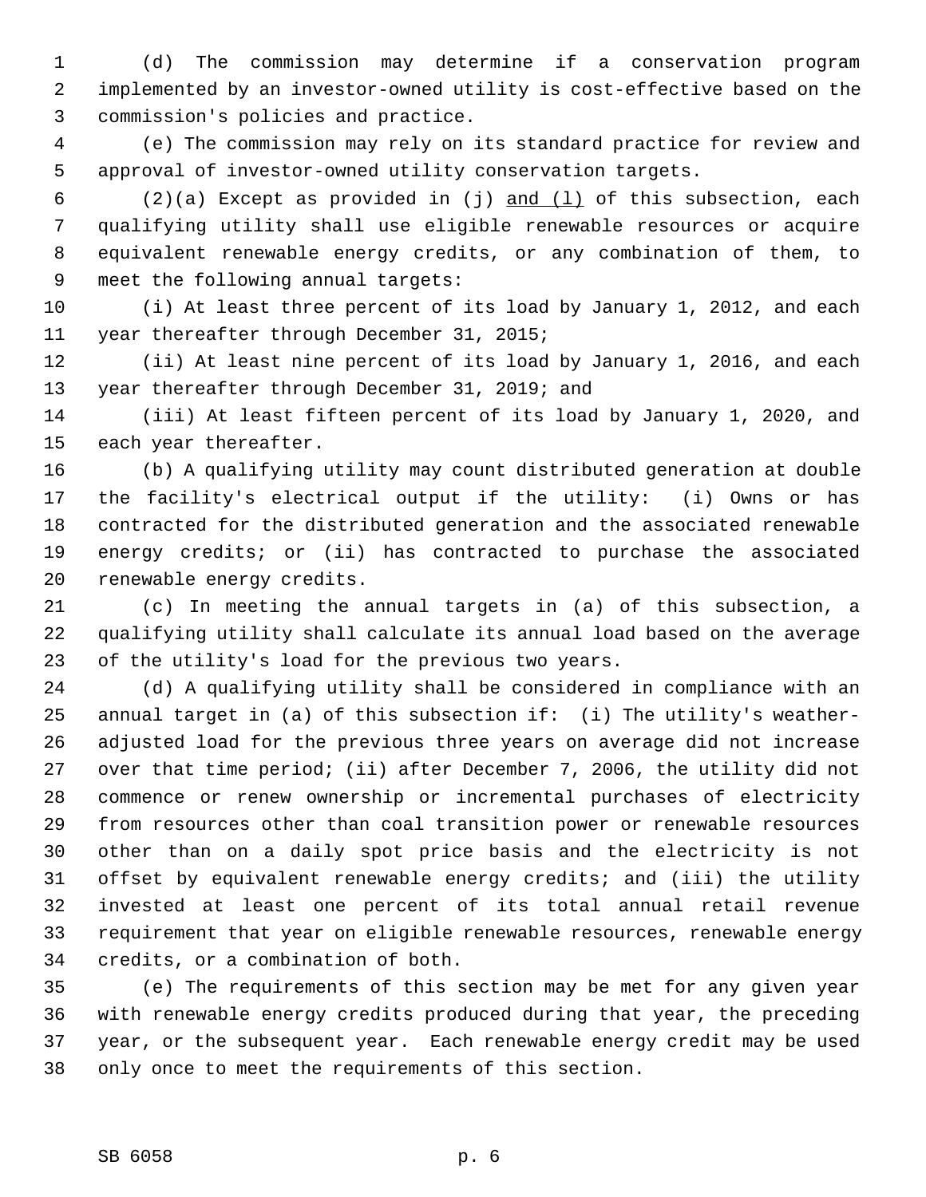(d) The commission may determine if a conservation program implemented by an investor-owned utility is cost-effective based on the commission's policies and practice.

(e) The commission may rely on its standard practice for review and approval of investor-owned utility conservation targets.

(2)(a) Except as provided in (j) <u>and (l)</u> of this subsection, each qualifying utility shall use eligible renewable resources or acquire equivalent renewable energy credits, or any combination of them, to meet the following annual targets:

(i) At least three percent of its load by January 1, 2012, and each year thereafter through December 31, 2015;

(ii) At least nine percent of its load by January 1, 2016, and each year thereafter through December 31, 2019; and

(iii) At least fifteen percent of its load by January 1, 2020, and each year thereafter.

(b) A qualifying utility may count distributed generation at double the facility's electrical output if the utility: (i) Owns or has contracted for the distributed generation and the associated renewable energy credits; or (ii) has contracted to purchase the associated renewable energy credits.

(c) In meeting the annual targets in (a) of this subsection, a qualifying utility shall calculate its annual load based on the average of the utility's load for the previous two years.

(d) A qualifying utility shall be considered in compliance with an annual target in (a) of this subsection if: (i) The utility's weather-adjusted load for the previous three years on average did not increase over that time period; (ii) after December 7, 2006, the utility did not commence or renew ownership or incremental purchases of electricity from resources other than coal transition power or renewable resources other than on a daily spot price basis and the electricity is not offset by equivalent renewable energy credits; and (iii) the utility invested at least one percent of its total annual retail revenue requirement that year on eligible renewable resources, renewable energy credits, or a combination of both.

(e) The requirements of this section may be met for any given year with renewable energy credits produced during that year, the preceding year, or the subsequent year. Each renewable energy credit may be used only once to meet the requirements of this section.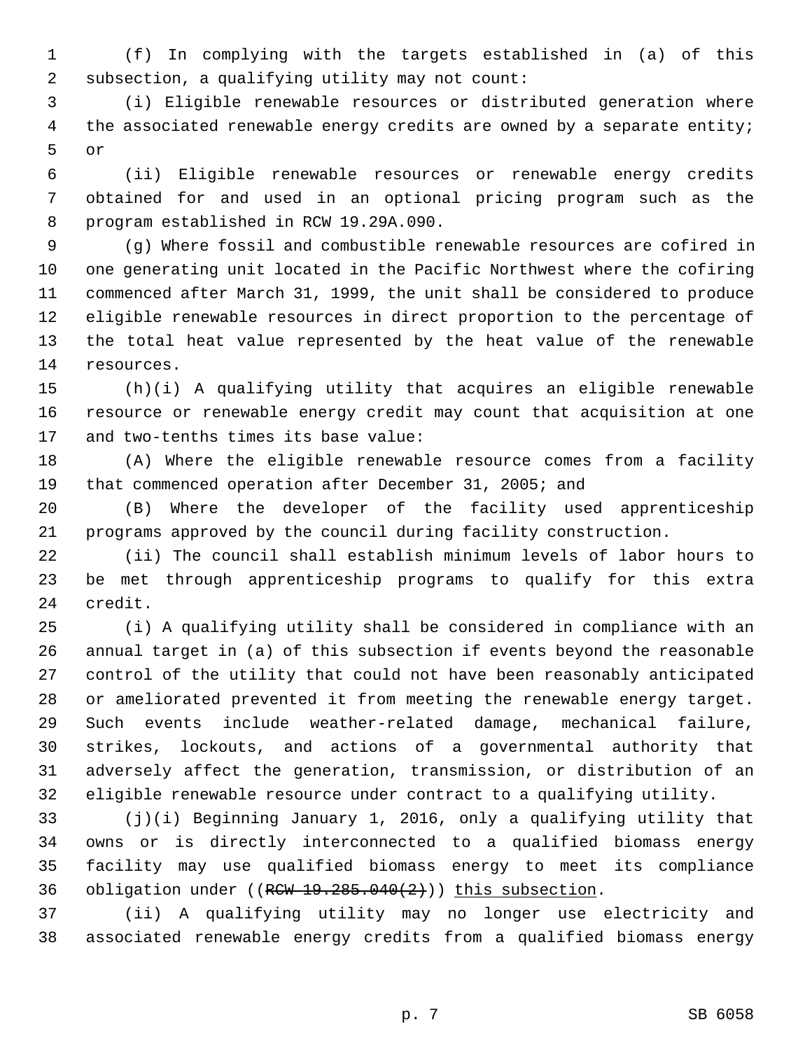(f) In complying with the targets established in (a) of this subsection, a qualifying utility may not count:

(i) Eligible renewable resources or distributed generation where the associated renewable energy credits are owned by a separate entity; or

(ii) Eligible renewable resources or renewable energy credits obtained for and used in an optional pricing program such as the program established in RCW 19.29A.090.

(g) Where fossil and combustible renewable resources are cofired in one generating unit located in the Pacific Northwest where the cofiring commenced after March 31, 1999, the unit shall be considered to produce eligible renewable resources in direct proportion to the percentage of the total heat value represented by the heat value of the renewable resources.

(h)(i) A qualifying utility that acquires an eligible renewable resource or renewable energy credit may count that acquisition at one and two-tenths times its base value:

(A) Where the eligible renewable resource comes from a facility that commenced operation after December 31, 2005; and

(B) Where the developer of the facility used apprenticeship programs approved by the council during facility construction.

(ii) The council shall establish minimum levels of labor hours to be met through apprenticeship programs to qualify for this extra credit.

(i) A qualifying utility shall be considered in compliance with an annual target in (a) of this subsection if events beyond the reasonable control of the utility that could not have been reasonably anticipated or ameliorated prevented it from meeting the renewable energy target. Such events include weather-related damage, mechanical failure, strikes, lockouts, and actions of a governmental authority that adversely affect the generation, transmission, or distribution of an eligible renewable resource under contract to a qualifying utility.

(j)(i) Beginning January 1, 2016, only a qualifying utility that owns or is directly interconnected to a qualified biomass energy facility may use qualified biomass energy to meet its compliance obligation under ((~~RCW 19.285.040(2)~~)) this subsection.

(ii) A qualifying utility may no longer use electricity and associated renewable energy credits from a qualified biomass energy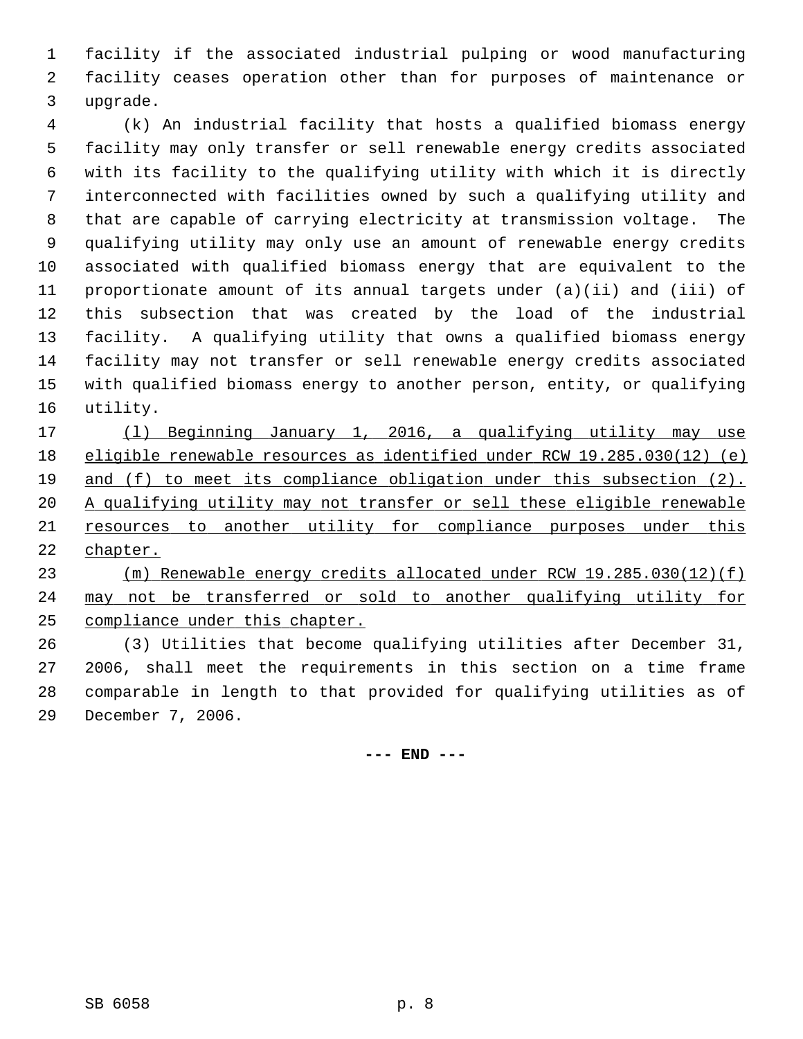facility if the associated industrial pulping or wood manufacturing facility ceases operation other than for purposes of maintenance or upgrade.

(k) An industrial facility that hosts a qualified biomass energy facility may only transfer or sell renewable energy credits associated with its facility to the qualifying utility with which it is directly interconnected with facilities owned by such a qualifying utility and that are capable of carrying electricity at transmission voltage. The qualifying utility may only use an amount of renewable energy credits associated with qualified biomass energy that are equivalent to the proportionate amount of its annual targets under (a)(ii) and (iii) of this subsection that was created by the load of the industrial facility. A qualifying utility that owns a qualified biomass energy facility may not transfer or sell renewable energy credits associated with qualified biomass energy to another person, entity, or qualifying utility.

<u>(l) Beginning January 1, 2016, a qualifying utility may use eligible renewable resources as identified under RCW 19.285.030(12) (e) and (f) to meet its compliance obligation under this subsection (2). A qualifying utility may not transfer or sell these eligible renewable resources to another utility for compliance purposes under this chapter.</u>

<u>(m) Renewable energy credits allocated under RCW 19.285.030(12)(f) may not be transferred or sold to another qualifying utility for compliance under this chapter.</u>

(3) Utilities that become qualifying utilities after December 31, 2006, shall meet the requirements in this section on a time frame comparable in length to that provided for qualifying utilities as of December 7, 2006.

**--- END ---**